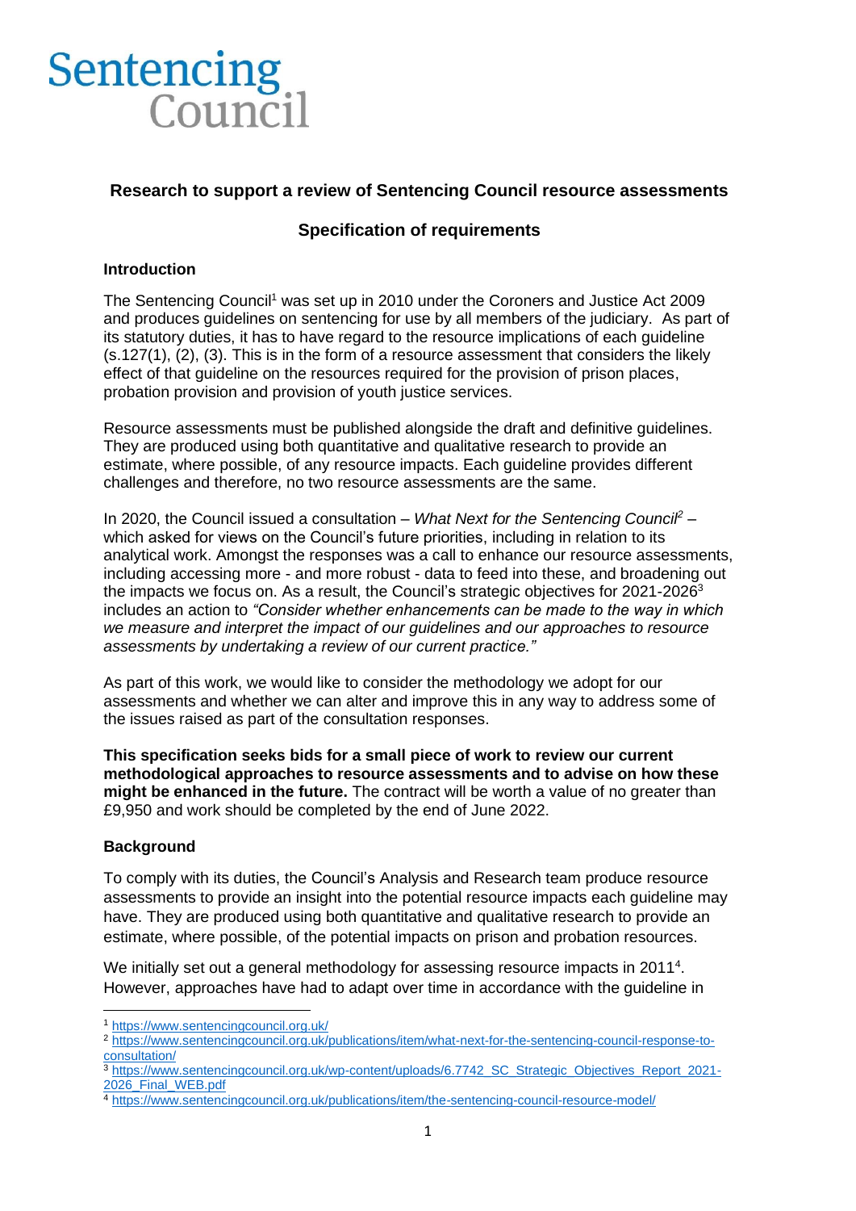# Sentencing Council

## Research to support a review of Sentencing Council resource assessments

## Specification of requirements

### Introduction

The Sentencing Council[1] was set up in 2010 under the Coroners and Justice Act 2009 and produces guidelines on sentencing for use by all members of the judiciary. As part of its statutory duties, it has to have regard to the resource implications of each guideline (s.127(1), (2), (3). This is in the form of a resource assessment that considers the likely effect of that guideline on the resources required for the provision of prison places, probation provision and provision of youth justice services.

Resource assessments must be published alongside the draft and definitive guidelines. They are produced using both quantitative and qualitative research to provide an estimate, where possible, of any resource impacts. Each guideline provides different challenges and therefore, no two resource assessments are the same.

In 2020, the Council issued a consultation – *What Next for the Sentencing Council*[2] – which asked for views on the Council's future priorities, including in relation to its analytical work. Amongst the responses was a call to enhance our resource assessments, including accessing more - and more robust - data to feed into these, and broadening out the impacts we focus on. As a result, the Council's strategic objectives for 2021-2026[3] includes an action to *"Consider whether enhancements can be made to the way in which we measure and interpret the impact of our guidelines and our approaches to resource assessments by undertaking a review of our current practice."*

As part of this work, we would like to consider the methodology we adopt for our assessments and whether we can alter and improve this in any way to address some of the issues raised as part of the consultation responses.

**This specification seeks bids for a small piece of work to review our current methodological approaches to resource assessments and to advise on how these might be enhanced in the future.** The contract will be worth a value of no greater than £9,950 and work should be completed by the end of June 2022.

### Background

To comply with its duties, the Council's Analysis and Research team produce resource assessments to provide an insight into the potential resource impacts each guideline may have. They are produced using both quantitative and qualitative research to provide an estimate, where possible, of the potential impacts on prison and probation resources.

We initially set out a general methodology for assessing resource impacts in 2011[4]. However, approaches have had to adapt over time in accordance with the guideline in

---

[1] https://www.sentencingcouncil.org.uk/

[2] https://www.sentencingcouncil.org.uk/publications/item/what-next-for-the-sentencing-council-response-to-consultation/

[3] https://www.sentencingcouncil.org.uk/wp-content/uploads/6.7742_SC_Strategic_Objectives_Report_2021-2026_Final_WEB.pdf

[4] https://www.sentencingcouncil.org.uk/publications/item/the-sentencing-council-resource-model/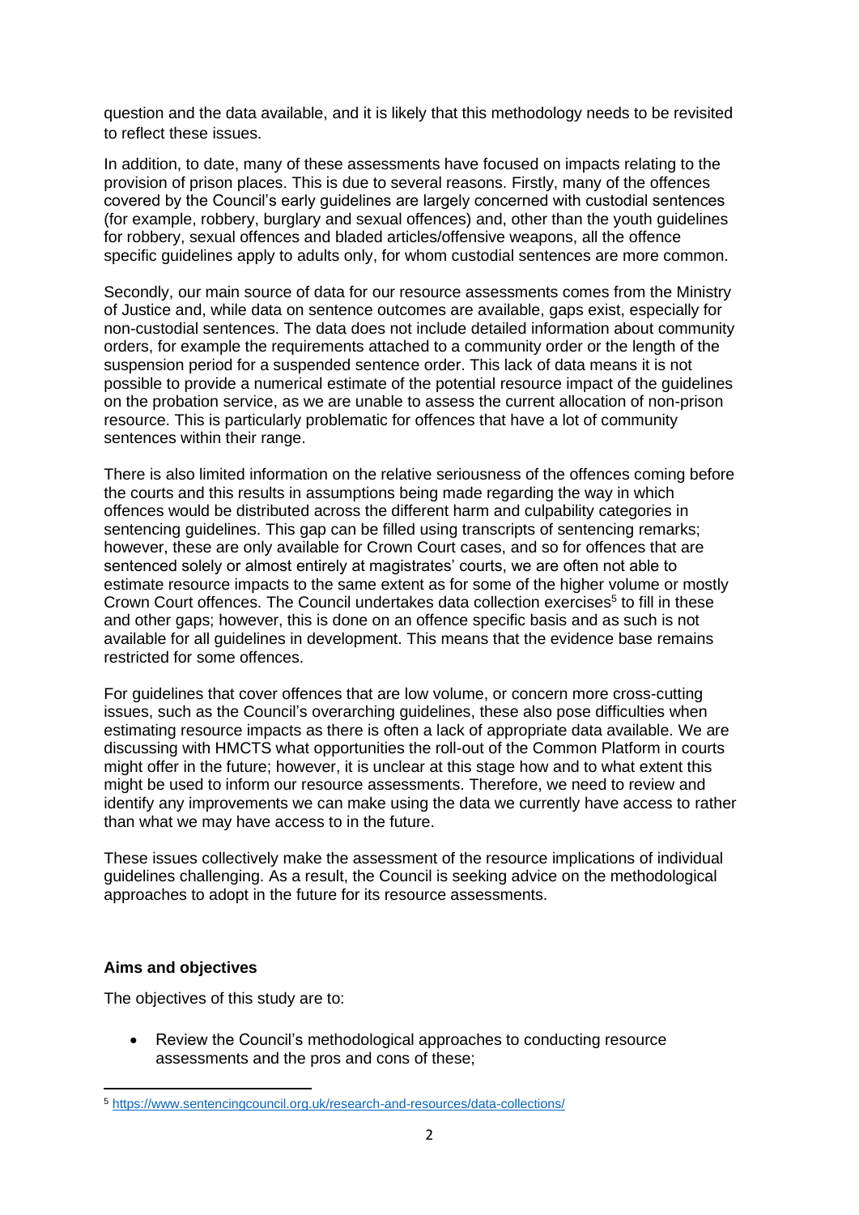question and the data available, and it is likely that this methodology needs to be revisited to reflect these issues.

In addition, to date, many of these assessments have focused on impacts relating to the provision of prison places. This is due to several reasons. Firstly, many of the offences covered by the Council's early guidelines are largely concerned with custodial sentences (for example, robbery, burglary and sexual offences) and, other than the youth guidelines for robbery, sexual offences and bladed articles/offensive weapons, all the offence specific guidelines apply to adults only, for whom custodial sentences are more common.

Secondly, our main source of data for our resource assessments comes from the Ministry of Justice and, while data on sentence outcomes are available, gaps exist, especially for non-custodial sentences. The data does not include detailed information about community orders, for example the requirements attached to a community order or the length of the suspension period for a suspended sentence order. This lack of data means it is not possible to provide a numerical estimate of the potential resource impact of the guidelines on the probation service, as we are unable to assess the current allocation of non-prison resource. This is particularly problematic for offences that have a lot of community sentences within their range.

There is also limited information on the relative seriousness of the offences coming before the courts and this results in assumptions being made regarding the way in which offences would be distributed across the different harm and culpability categories in sentencing guidelines. This gap can be filled using transcripts of sentencing remarks; however, these are only available for Crown Court cases, and so for offences that are sentenced solely or almost entirely at magistrates' courts, we are often not able to estimate resource impacts to the same extent as for some of the higher volume or mostly Crown Court offences. The Council undertakes data collection exercises[5] to fill in these and other gaps; however, this is done on an offence specific basis and as such is not available for all guidelines in development. This means that the evidence base remains restricted for some offences.

For guidelines that cover offences that are low volume, or concern more cross-cutting issues, such as the Council's overarching guidelines, these also pose difficulties when estimating resource impacts as there is often a lack of appropriate data available. We are discussing with HMCTS what opportunities the roll-out of the Common Platform in courts might offer in the future; however, it is unclear at this stage how and to what extent this might be used to inform our resource assessments. Therefore, we need to review and identify any improvements we can make using the data we currently have access to rather than what we may have access to in the future.

These issues collectively make the assessment of the resource implications of individual guidelines challenging. As a result, the Council is seeking advice on the methodological approaches to adopt in the future for its resource assessments.

**Aims and objectives**

The objectives of this study are to:

- Review the Council's methodological approaches to conducting resource assessments and the pros and cons of these;

[5] https://www.sentencingcouncil.org.uk/research-and-resources/data-collections/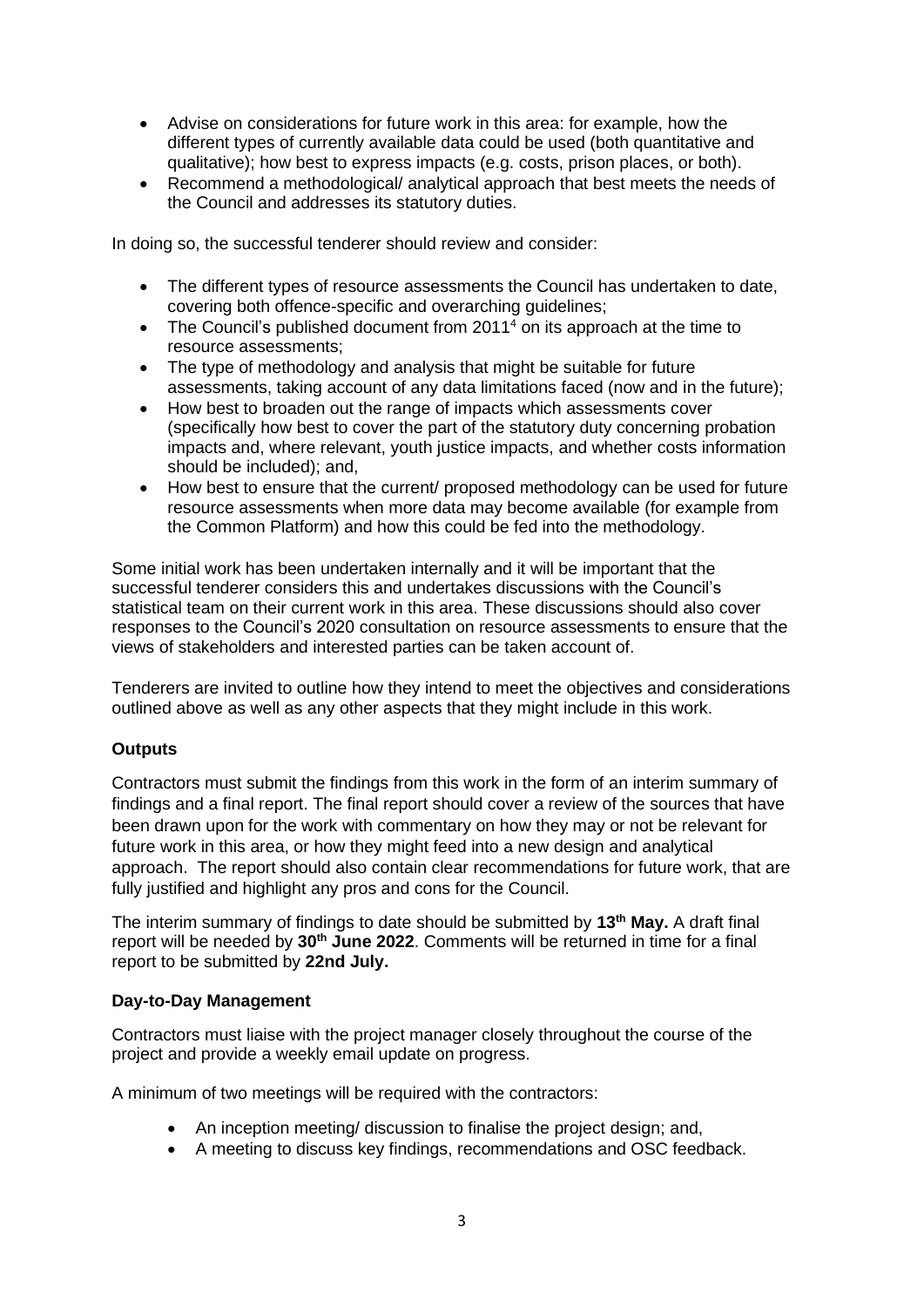- Advise on considerations for future work in this area: for example, how the different types of currently available data could be used (both quantitative and qualitative); how best to express impacts (e.g. costs, prison places, or both).
- Recommend a methodological/ analytical approach that best meets the needs of the Council and addresses its statutory duties.

In doing so, the successful tenderer should review and consider:

- The different types of resource assessments the Council has undertaken to date, covering both offence-specific and overarching guidelines;
- The Council's published document from 2011[4] on its approach at the time to resource assessments;
- The type of methodology and analysis that might be suitable for future assessments, taking account of any data limitations faced (now and in the future);
- How best to broaden out the range of impacts which assessments cover (specifically how best to cover the part of the statutory duty concerning probation impacts and, where relevant, youth justice impacts, and whether costs information should be included); and,
- How best to ensure that the current/ proposed methodology can be used for future resource assessments when more data may become available (for example from the Common Platform) and how this could be fed into the methodology.

Some initial work has been undertaken internally and it will be important that the successful tenderer considers this and undertakes discussions with the Council's statistical team on their current work in this area. These discussions should also cover responses to the Council's 2020 consultation on resource assessments to ensure that the views of stakeholders and interested parties can be taken account of.

Tenderers are invited to outline how they intend to meet the objectives and considerations outlined above as well as any other aspects that they might include in this work.

**Outputs**

Contractors must submit the findings from this work in the form of an interim summary of findings and a final report. The final report should cover a review of the sources that have been drawn upon for the work with commentary on how they may or not be relevant for future work in this area, or how they might feed into a new design and analytical approach. The report should also contain clear recommendations for future work, that are fully justified and highlight any pros and cons for the Council.

The interim summary of findings to date should be submitted by **13th May.** A draft final report will be needed by **30th June 2022**. Comments will be returned in time for a final report to be submitted by **22nd July.**

**Day-to-Day Management**

Contractors must liaise with the project manager closely throughout the course of the project and provide a weekly email update on progress.

A minimum of two meetings will be required with the contractors:

- An inception meeting/ discussion to finalise the project design; and,
- A meeting to discuss key findings, recommendations and OSC feedback.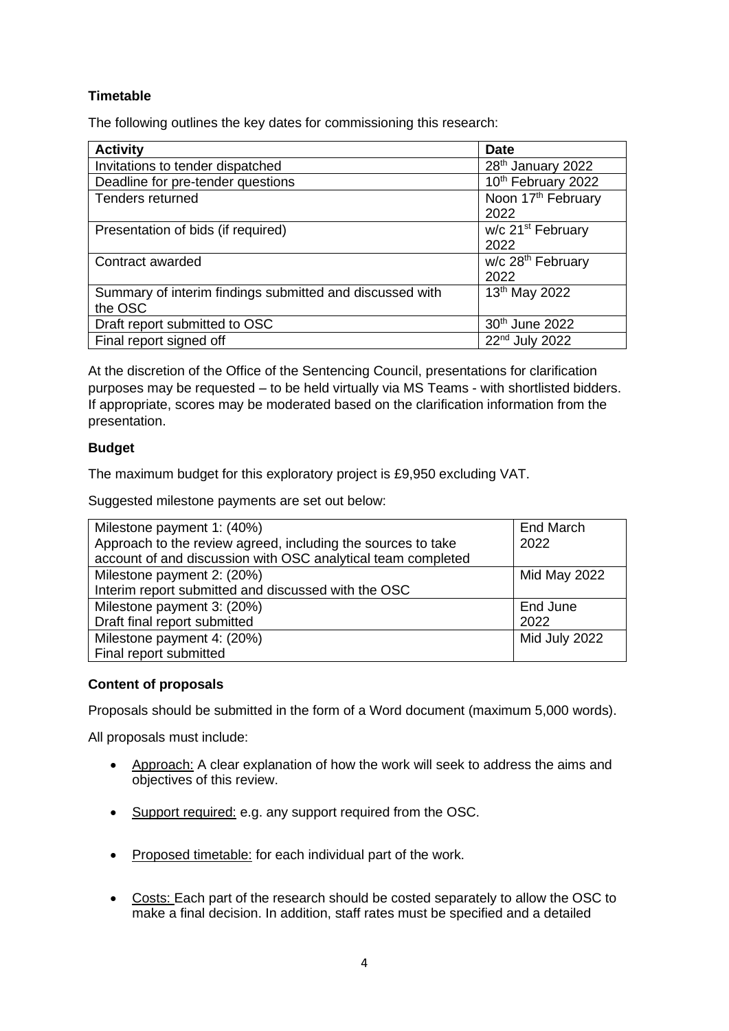**Timetable**

The following outlines the key dates for commissioning this research:

| Activity | Date |
|---|---|
| Invitations to tender dispatched | 28th January 2022 |
| Deadline for pre-tender questions | 10th February 2022 |
| Tenders returned | Noon 17th February 2022 |
| Presentation of bids (if required) | w/c 21st February 2022 |
| Contract awarded | w/c 28th February 2022 |
| Summary of interim findings submitted and discussed with the OSC | 13th May 2022 |
| Draft report submitted to OSC | 30th June 2022 |
| Final report signed off | 22nd July 2022 |

At the discretion of the Office of the Sentencing Council, presentations for clarification purposes may be requested – to be held virtually via MS Teams - with shortlisted bidders. If appropriate, scores may be moderated based on the clarification information from the presentation.

**Budget**

The maximum budget for this exploratory project is £9,950 excluding VAT.

Suggested milestone payments are set out below:

| Milestone | Date |
|---|---|
| Milestone payment 1: (40%) Approach to the review agreed, including the sources to take account of and discussion with OSC analytical team completed | End March 2022 |
| Milestone payment 2: (20%) Interim report submitted and discussed with the OSC | Mid May 2022 |
| Milestone payment 3: (20%) Draft final report submitted | End June 2022 |
| Milestone payment 4: (20%) Final report submitted | Mid July 2022 |

**Content of proposals**

Proposals should be submitted in the form of a Word document (maximum 5,000 words).

All proposals must include:

- Approach: A clear explanation of how the work will seek to address the aims and objectives of this review.
- Support required: e.g. any support required from the OSC.
- Proposed timetable: for each individual part of the work.
- Costs: Each part of the research should be costed separately to allow the OSC to make a final decision. In addition, staff rates must be specified and a detailed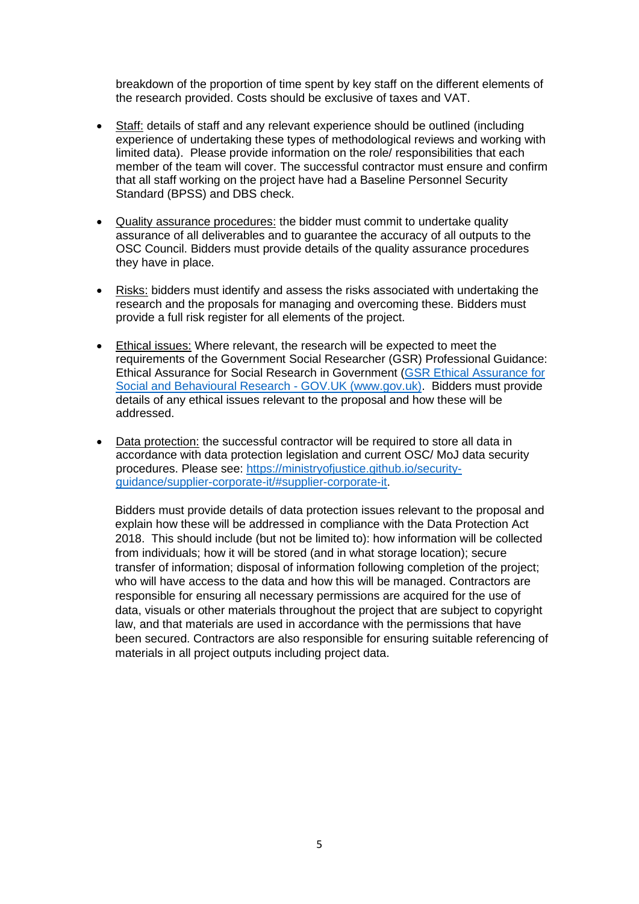breakdown of the proportion of time spent by key staff on the different elements of the research provided. Costs should be exclusive of taxes and VAT.

- Staff: details of staff and any relevant experience should be outlined (including experience of undertaking these types of methodological reviews and working with limited data). Please provide information on the role/ responsibilities that each member of the team will cover. The successful contractor must ensure and confirm that all staff working on the project have had a Baseline Personnel Security Standard (BPSS) and DBS check.

- Quality assurance procedures: the bidder must commit to undertake quality assurance of all deliverables and to guarantee the accuracy of all outputs to the OSC Council. Bidders must provide details of the quality assurance procedures they have in place.

- Risks: bidders must identify and assess the risks associated with undertaking the research and the proposals for managing and overcoming these. Bidders must provide a full risk register for all elements of the project.

- Ethical issues: Where relevant, the research will be expected to meet the requirements of the Government Social Researcher (GSR) Professional Guidance: Ethical Assurance for Social Research in Government (GSR Ethical Assurance for Social and Behavioural Research - GOV.UK (www.gov.uk)). Bidders must provide details of any ethical issues relevant to the proposal and how these will be addressed.

- Data protection: the successful contractor will be required to store all data in accordance with data protection legislation and current OSC/ MoJ data security procedures. Please see: https://ministryofjustice.github.io/security-guidance/supplier-corporate-it/#supplier-corporate-it.

  Bidders must provide details of data protection issues relevant to the proposal and explain how these will be addressed in compliance with the Data Protection Act 2018. This should include (but not be limited to): how information will be collected from individuals; how it will be stored (and in what storage location); secure transfer of information; disposal of information following completion of the project; who will have access to the data and how this will be managed. Contractors are responsible for ensuring all necessary permissions are acquired for the use of data, visuals or other materials throughout the project that are subject to copyright law, and that materials are used in accordance with the permissions that have been secured. Contractors are also responsible for ensuring suitable referencing of materials in all project outputs including project data.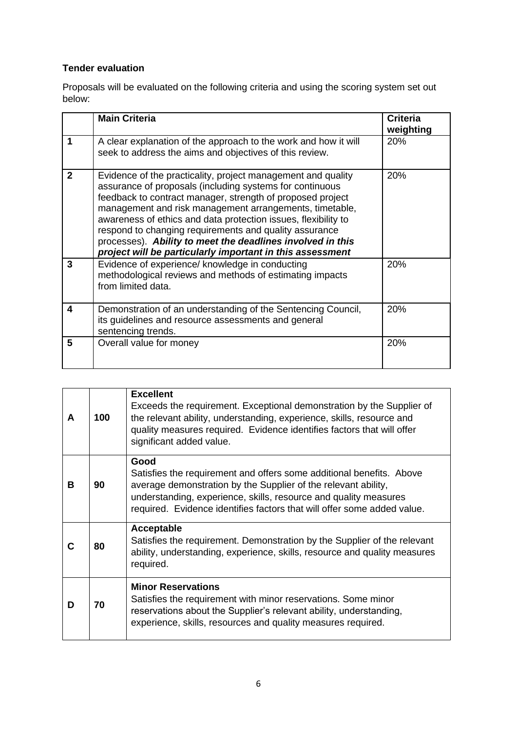**Tender evaluation**

Proposals will be evaluated on the following criteria and using the scoring system set out below:

| | Main Criteria | Criteria weighting |
|---|---|---|
| **1** | A clear explanation of the approach to the work and how it will seek to address the aims and objectives of this review. | 20% |
| **2** | Evidence of the practicality, project management and quality assurance of proposals (including systems for continuous feedback to contract manager, strength of proposed project management and risk management arrangements, timetable, awareness of ethics and data protection issues, flexibility to respond to changing requirements and quality assurance processes). ***Ability to meet the deadlines involved in this project will be particularly important in this assessment*** | 20% |
| **3** | Evidence of experience/ knowledge in conducting methodological reviews and methods of estimating impacts from limited data. | 20% |
| **4** | Demonstration of an understanding of the Sentencing Council, its guidelines and resource assessments and general sentencing trends. | 20% |
| **5** | Overall value for money | 20% |

| | | |
|---|---|---|
| **A** | **100** | **Excellent**<br>Exceeds the requirement. Exceptional demonstration by the Supplier of the relevant ability, understanding, experience, skills, resource and quality measures required. Evidence identifies factors that will offer significant added value. |
| **B** | **90** | **Good**<br>Satisfies the requirement and offers some additional benefits. Above average demonstration by the Supplier of the relevant ability, understanding, experience, skills, resource and quality measures required. Evidence identifies factors that will offer some added value. |
| **C** | **80** | **Acceptable**<br>Satisfies the requirement. Demonstration by the Supplier of the relevant ability, understanding, experience, skills, resource and quality measures required. |
| **D** | **70** | **Minor Reservations**<br>Satisfies the requirement with minor reservations. Some minor reservations about the Supplier's relevant ability, understanding, experience, skills, resources and quality measures required. |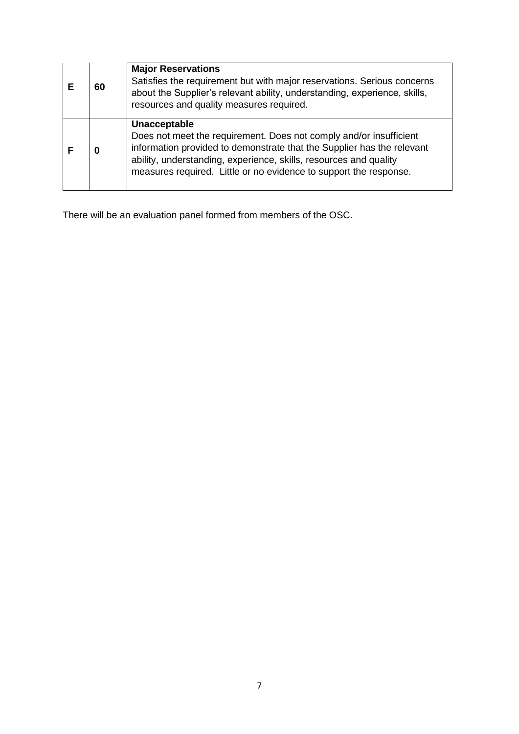| | | |
|---|---|---|
| **E** | **60** | **Major Reservations**<br>Satisfies the requirement but with major reservations. Serious concerns about the Supplier's relevant ability, understanding, experience, skills, resources and quality measures required. |
| **F** | **0** | **Unacceptable**<br>Does not meet the requirement. Does not comply and/or insufficient information provided to demonstrate that the Supplier has the relevant ability, understanding, experience, skills, resources and quality measures required. Little or no evidence to support the response. |

There will be an evaluation panel formed from members of the OSC.